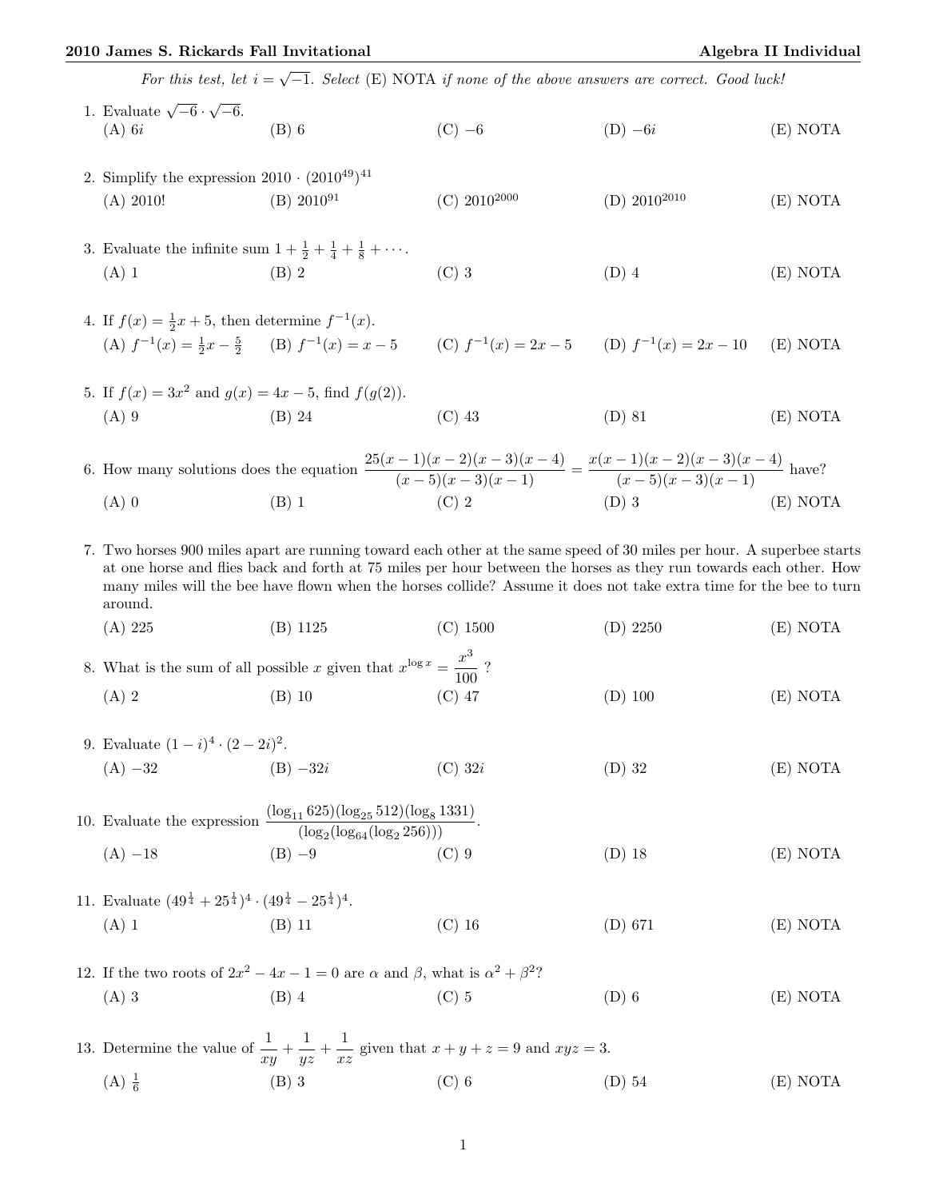*For this test, let $i = \sqrt{-1}$. Select (E) NOTA if none of the above answers are correct. Good luck!*

1. Evaluate $\sqrt{-6} \cdot \sqrt{-6}$.
   (A) $6i$ (B) 6 (C) $-6$ (D) $-6i$ (E) NOTA

2. Simplify the expression $2010 \cdot (2010^{49})^{41}$
   (A) 2010! (B) $2010^{91}$ (C) $2010^{2000}$ (D) $2010^{2010}$ (E) NOTA

3. Evaluate the infinite sum $1 + \frac{1}{2} + \frac{1}{4} + \frac{1}{8} + \cdots$.
   (A) 1 (B) 2 (C) 3 (D) 4 (E) NOTA

4. If $f(x) = \frac{1}{2}x + 5$, then determine $f^{-1}(x)$.
   (A) $f^{-1}(x) = \frac{1}{2}x - \frac{5}{2}$ (B) $f^{-1}(x) = x - 5$ (C) $f^{-1}(x) = 2x - 5$ (D) $f^{-1}(x) = 2x - 10$ (E) NOTA

5. If $f(x) = 3x^2$ and $g(x) = 4x - 5$, find $f(g(2))$.
   (A) 9 (B) 24 (C) 43 (D) 81 (E) NOTA

6. How many solutions does the equation $\dfrac{25(x-1)(x-2)(x-3)(x-4)}{(x-5)(x-3)(x-1)} = \dfrac{x(x-1)(x-2)(x-3)(x-4)}{(x-5)(x-3)(x-1)}$ have?
   (A) 0 (B) 1 (C) 2 (D) 3 (E) NOTA

7. Two horses 900 miles apart are running toward each other at the same speed of 30 miles per hour. A superbee starts at one horse and flies back and forth at 75 miles per hour between the horses as they run towards each other. How many miles will the bee have flown when the horses collide? Assume it does not take extra time for the bee to turn around.
   (A) 225 (B) 1125 (C) 1500 (D) 2250 (E) NOTA

8. What is the sum of all possible $x$ given that $x^{\log x} = \dfrac{x^3}{100}$ ?
   (A) 2 (B) 10 (C) 47 (D) 100 (E) NOTA

9. Evaluate $(1-i)^4 \cdot (2-2i)^2$.
   (A) $-32$ (B) $-32i$ (C) $32i$ (D) 32 (E) NOTA

10. Evaluate the expression $\dfrac{(\log_{11} 625)(\log_{25} 512)(\log_8 1331)}{(\log_2(\log_{64}(\log_2 256)))}$.
    (A) $-18$ (B) $-9$ (C) 9 (D) 18 (E) NOTA

11. Evaluate $(49^{\frac{1}{4}} + 25^{\frac{1}{4}})^4 \cdot (49^{\frac{1}{4}} - 25^{\frac{1}{4}})^4$.
    (A) 1 (B) 11 (C) 16 (D) 671 (E) NOTA

12. If the two roots of $2x^2 - 4x - 1 = 0$ are $\alpha$ and $\beta$, what is $\alpha^2 + \beta^2$?
    (A) 3 (B) 4 (C) 5 (D) 6 (E) NOTA

13. Determine the value of $\dfrac{1}{xy} + \dfrac{1}{yz} + \dfrac{1}{xz}$ given that $x + y + z = 9$ and $xyz = 3$.
    (A) $\frac{1}{6}$ (B) 3 (C) 6 (D) 54 (E) NOTA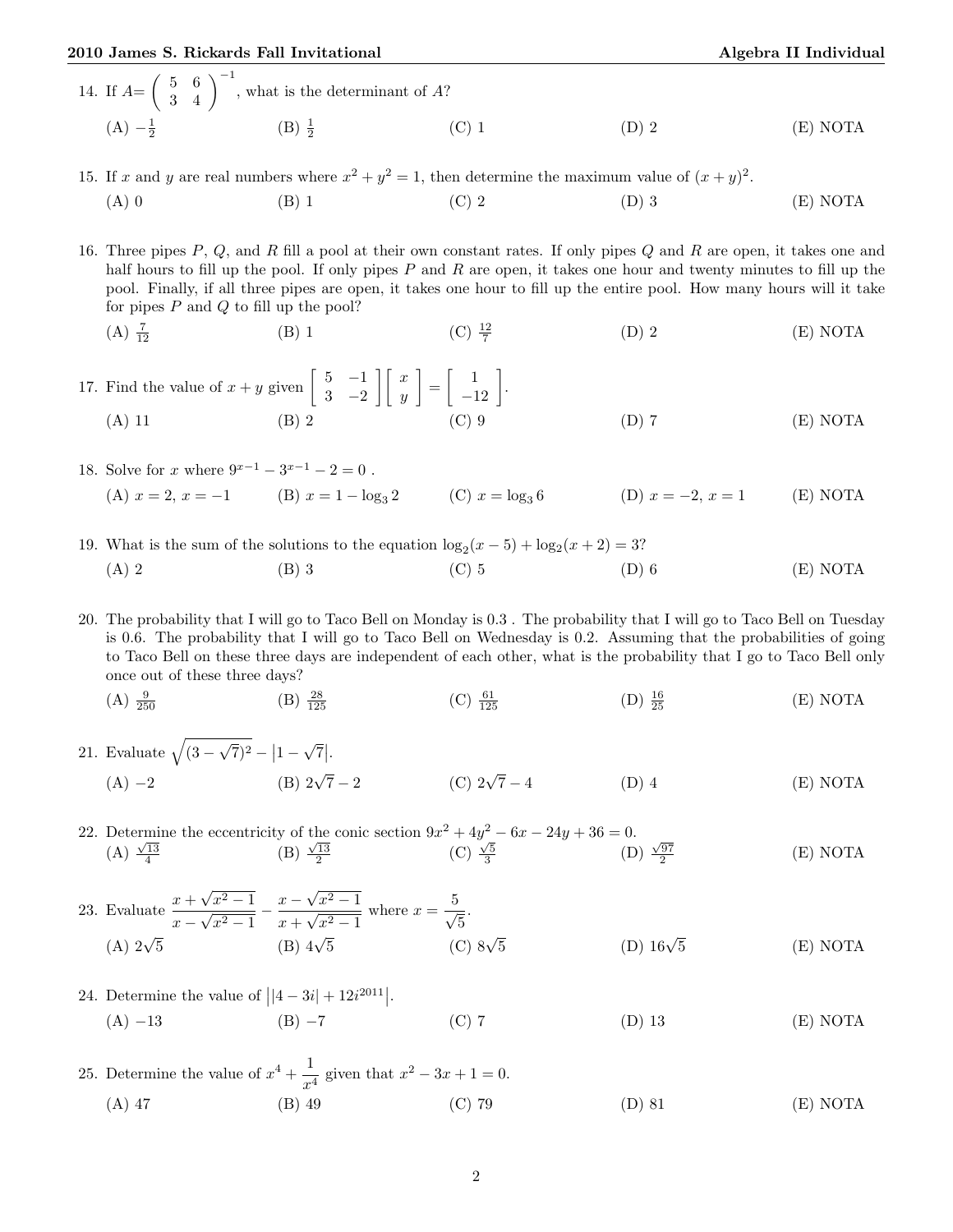14. If $A = \begin{pmatrix} 5 & 6 \\ 3 & 4 \end{pmatrix}^{-1}$, what is the determinant of $A$?

(A) $-\frac{1}{2}$ (B) $\frac{1}{2}$ (C) 1 (D) 2 (E) NOTA

15. If $x$ and $y$ are real numbers where $x^2 + y^2 = 1$, then determine the maximum value of $(x+y)^2$.

(A) 0 (B) 1 (C) 2 (D) 3 (E) NOTA

16. Three pipes $P$, $Q$, and $R$ fill a pool at their own constant rates. If only pipes $Q$ and $R$ are open, it takes one and half hours to fill up the pool. If only pipes $P$ and $R$ are open, it takes one hour and twenty minutes to fill up the pool. Finally, if all three pipes are open, it takes one hour to fill up the entire pool. How many hours will it take for pipes $P$ and $Q$ to fill up the pool?

(A) $\frac{7}{12}$ (B) 1 (C) $\frac{12}{7}$ (D) 2 (E) NOTA

17. Find the value of $x + y$ given $\begin{bmatrix} 5 & -1 \\ 3 & -2 \end{bmatrix} \begin{bmatrix} x \\ y \end{bmatrix} = \begin{bmatrix} 1 \\ -12 \end{bmatrix}$.

(A) 11 (B) 2 (C) 9 (D) 7 (E) NOTA

18. Solve for $x$ where $9^{x-1} - 3^{x-1} - 2 = 0$ .

(A) $x = 2$, $x = -1$ (B) $x = 1 - \log_3 2$ (C) $x = \log_3 6$ (D) $x = -2$, $x = 1$ (E) NOTA

19. What is the sum of the solutions to the equation $\log_2(x-5) + \log_2(x+2) = 3$?

(A) 2 (B) 3 (C) 5 (D) 6 (E) NOTA

20. The probability that I will go to Taco Bell on Monday is 0.3 . The probability that I will go to Taco Bell on Tuesday is 0.6. The probability that I will go to Taco Bell on Wednesday is 0.2. Assuming that the probabilities of going to Taco Bell on these three days are independent of each other, what is the probability that I go to Taco Bell only once out of these three days?

(A) $\frac{9}{250}$ (B) $\frac{28}{125}$ (C) $\frac{61}{125}$ (D) $\frac{16}{25}$ (E) NOTA

21. Evaluate $\sqrt{(3-\sqrt{7})^2} - \left|1 - \sqrt{7}\right|$.

(A) $-2$ (B) $2\sqrt{7} - 2$ (C) $2\sqrt{7} - 4$ (D) 4 (E) NOTA

22. Determine the eccentricity of the conic section $9x^2 + 4y^2 - 6x - 24y + 36 = 0$.

(A) $\frac{\sqrt{13}}{4}$ (B) $\frac{\sqrt{13}}{2}$ (C) $\frac{\sqrt{5}}{3}$ (D) $\frac{\sqrt{97}}{2}$ (E) NOTA

23. Evaluate $\dfrac{x + \sqrt{x^2-1}}{x - \sqrt{x^2-1}} - \dfrac{x - \sqrt{x^2-1}}{x + \sqrt{x^2-1}}$ where $x = \dfrac{5}{\sqrt{5}}$.

(A) $2\sqrt{5}$ (B) $4\sqrt{5}$ (C) $8\sqrt{5}$ (D) $16\sqrt{5}$ (E) NOTA

24. Determine the value of $\left||4-3i| + 12i^{2011}\right|$.

(A) $-13$ (B) $-7$ (C) 7 (D) 13 (E) NOTA

25. Determine the value of $x^4 + \dfrac{1}{x^4}$ given that $x^2 - 3x + 1 = 0$.

(A) 47 (B) 49 (C) 79 (D) 81 (E) NOTA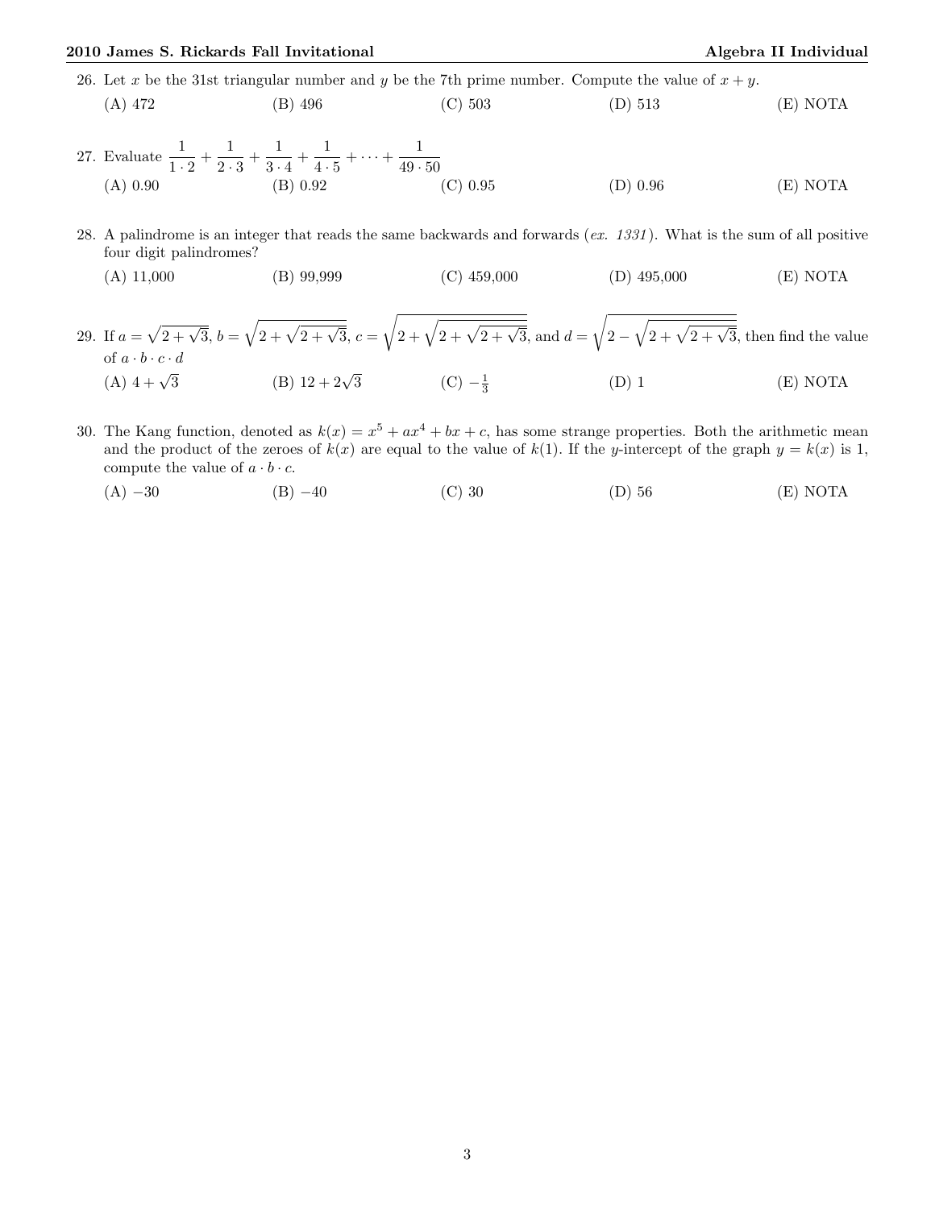26. Let $x$ be the 31st triangular number and $y$ be the 7th prime number. Compute the value of $x + y$.

    (A) 472 (B) 496 (C) 503 (D) 513 (E) NOTA

27. Evaluate $\frac{1}{1 \cdot 2} + \frac{1}{2 \cdot 3} + \frac{1}{3 \cdot 4} + \frac{1}{4 \cdot 5} + \cdots + \frac{1}{49 \cdot 50}$

    (A) 0.90 (B) 0.92 (C) 0.95 (D) 0.96 (E) NOTA

28. A palindrome is an integer that reads the same backwards and forwards (*ex. 1331*). What is the sum of all positive four digit palindromes?

    (A) 11,000 (B) 99,999 (C) 459,000 (D) 495,000 (E) NOTA

29. If $a = \sqrt{2 + \sqrt{3}}$, $b = \sqrt{2 + \sqrt{2 + \sqrt{3}}}$, $c = \sqrt{2 + \sqrt{2 + \sqrt{2 + \sqrt{3}}}}$, and $d = \sqrt{2 - \sqrt{2 + \sqrt{2 + \sqrt{3}}}}$, then find the value of $a \cdot b \cdot c \cdot d$

    (A) $4 + \sqrt{3}$ (B) $12 + 2\sqrt{3}$ (C) $-\frac{1}{3}$ (D) 1 (E) NOTA

30. The Kang function, denoted as $k(x) = x^5 + ax^4 + bx + c$, has some strange properties. Both the arithmetic mean and the product of the zeroes of $k(x)$ are equal to the value of $k(1)$. If the $y$-intercept of the graph $y = k(x)$ is 1, compute the value of $a \cdot b \cdot c$.

    (A) $-30$ (B) $-40$ (C) 30 (D) 56 (E) NOTA